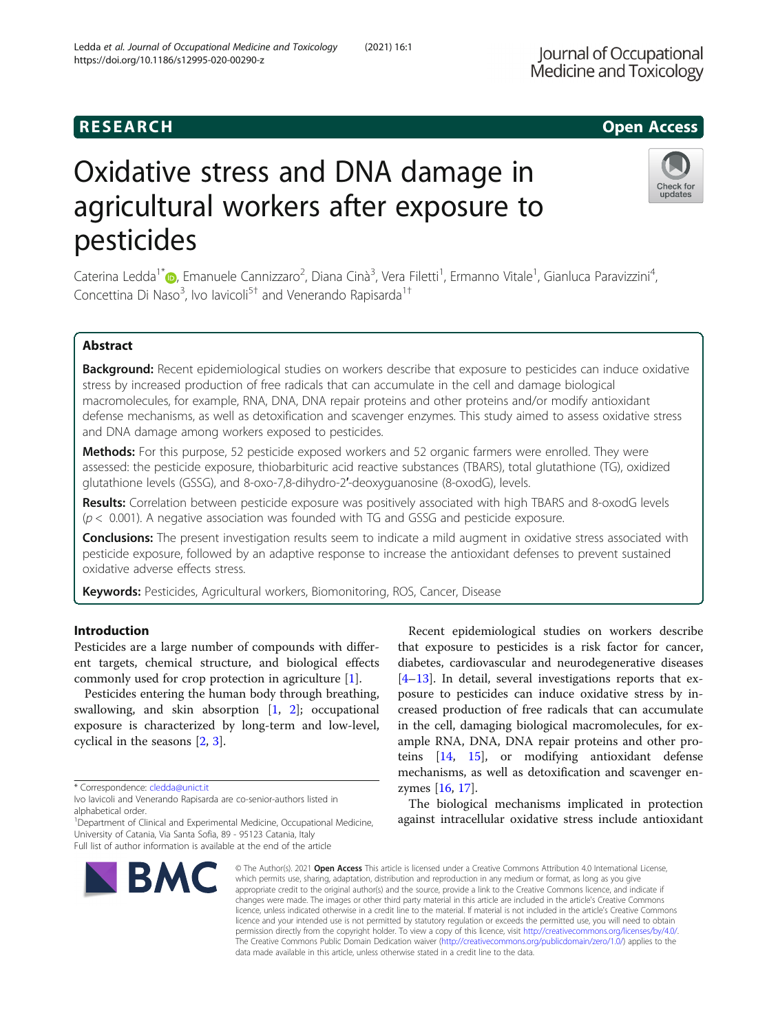RESEARCH Open Access

# Oxidative stress and DNA damage in agricultural workers after exposure to pesticides

Caterina Ledda[1*], Emanuele Cannizzaro[2], Diana Cinà[3], Vera Filetti[1], Ermanno Vitale[1], Gianluca Paravizzini[4], Concettina Di Naso[3], Ivo Iavicoli[5†] and Venerando Rapisarda[1†]

## Abstract

**Background:** Recent epidemiological studies on workers describe that exposure to pesticides can induce oxidative stress by increased production of free radicals that can accumulate in the cell and damage biological macromolecules, for example, RNA, DNA, DNA repair proteins and other proteins and/or modify antioxidant defense mechanisms, as well as detoxification and scavenger enzymes. This study aimed to assess oxidative stress and DNA damage among workers exposed to pesticides.

**Methods:** For this purpose, 52 pesticide exposed workers and 52 organic farmers were enrolled. They were assessed: the pesticide exposure, thiobarbituric acid reactive substances (TBARS), total glutathione (TG), oxidized glutathione levels (GSSG), and 8-oxo-7,8-dihydro-2′-deoxyguanosine (8-oxodG), levels.

**Results:** Correlation between pesticide exposure was positively associated with high TBARS and 8-oxodG levels ($p < 0.001$). A negative association was founded with TG and GSSG and pesticide exposure.

**Conclusions:** The present investigation results seem to indicate a mild augment in oxidative stress associated with pesticide exposure, followed by an adaptive response to increase the antioxidant defenses to prevent sustained oxidative adverse effects stress.

**Keywords:** Pesticides, Agricultural workers, Biomonitoring, ROS, Cancer, Disease

## Introduction

Pesticides are a large number of compounds with different targets, chemical structure, and biological effects commonly used for crop protection in agriculture [1].

Pesticides entering the human body through breathing, swallowing, and skin absorption [1, 2]; occupational exposure is characterized by long-term and low-level, cyclical in the seasons [2, 3].

Recent epidemiological studies on workers describe that exposure to pesticides is a risk factor for cancer, diabetes, cardiovascular and neurodegenerative diseases [4–13]. In detail, several investigations reports that exposure to pesticides can induce oxidative stress by increased production of free radicals that can accumulate in the cell, damaging biological macromolecules, for example RNA, DNA, DNA repair proteins and other proteins [14, 15], or modifying antioxidant defense mechanisms, as well as detoxification and scavenger enzymes [16, 17].

The biological mechanisms implicated in protection against intracellular oxidative stress include antioxidant

---

* Correspondence: cledda@unict.it

Ivo Iavicoli and Venerando Rapisarda are co-senior-authors listed in alphabetical order.

[1]Department of Clinical and Experimental Medicine, Occupational Medicine, University of Catania, Via Santa Sofia, 89 - 95123 Catania, Italy

Full list of author information is available at the end of the article

© The Author(s). 2021 **Open Access** This article is licensed under a Creative Commons Attribution 4.0 International License, which permits use, sharing, adaptation, distribution and reproduction in any medium or format, as long as you give appropriate credit to the original author(s) and the source, provide a link to the Creative Commons licence, and indicate if changes were made. The images or other third party material in this article are included in the article's Creative Commons licence, unless indicated otherwise in a credit line to the material. If material is not included in the article's Creative Commons licence and your intended use is not permitted by statutory regulation or exceeds the permitted use, you will need to obtain permission directly from the copyright holder. To view a copy of this licence, visit http://creativecommons.org/licenses/by/4.0/. The Creative Commons Public Domain Dedication waiver (http://creativecommons.org/publicdomain/zero/1.0/) applies to the data made available in this article, unless otherwise stated in a credit line to the data.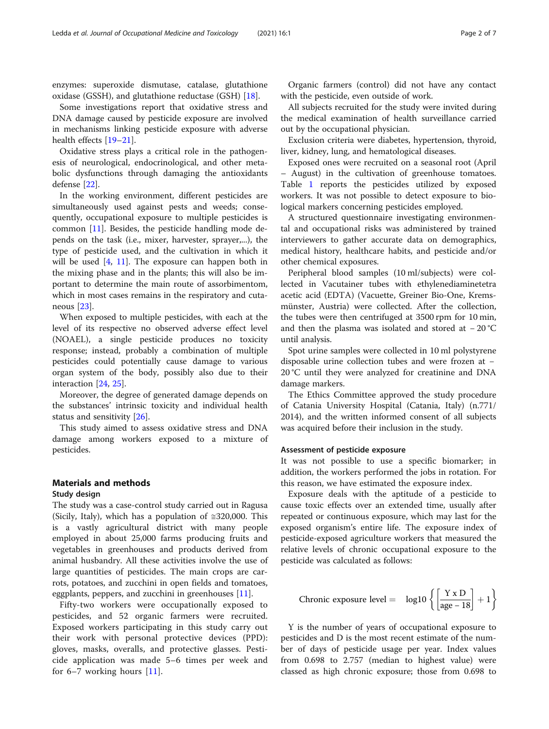enzymes: superoxide dismutase, catalase, glutathione oxidase (GSSH), and glutathione reductase (GSH) [18].

Some investigations report that oxidative stress and DNA damage caused by pesticide exposure are involved in mechanisms linking pesticide exposure with adverse health effects [19–21].

Oxidative stress plays a critical role in the pathogenesis of neurological, endocrinological, and other metabolic dysfunctions through damaging the antioxidants defense [22].

In the working environment, different pesticides are simultaneously used against pests and weeds; consequently, occupational exposure to multiple pesticides is common [11]. Besides, the pesticide handling mode depends on the task (i.e., mixer, harvester, sprayer,...), the type of pesticide used, and the cultivation in which it will be used [4, 11]. The exposure can happen both in the mixing phase and in the plants; this will also be important to determine the main route of assorbimentom, which in most cases remains in the respiratory and cutaneous [23].

When exposed to multiple pesticides, with each at the level of its respective no observed adverse effect level (NOAEL), a single pesticide produces no toxicity response; instead, probably a combination of multiple pesticides could potentially cause damage to various organ system of the body, possibly also due to their interaction [24, 25].

Moreover, the degree of generated damage depends on the substances' intrinsic toxicity and individual health status and sensitivity [26].

This study aimed to assess oxidative stress and DNA damage among workers exposed to a mixture of pesticides.

## Materials and methods

### Study design

The study was a case-control study carried out in Ragusa (Sicily, Italy), which has a population of ≅320,000. This is a vastly agricultural district with many people employed in about 25,000 farms producing fruits and vegetables in greenhouses and products derived from animal husbandry. All these activities involve the use of large quantities of pesticides. The main crops are carrots, potatoes, and zucchini in open fields and tomatoes, eggplants, peppers, and zucchini in greenhouses [11].

Fifty-two workers were occupationally exposed to pesticides, and 52 organic farmers were recruited. Exposed workers participating in this study carry out their work with personal protective devices (PPD): gloves, masks, overalls, and protective glasses. Pesticide application was made 5–6 times per week and for 6–7 working hours [11].

Organic farmers (control) did not have any contact with the pesticide, even outside of work.

All subjects recruited for the study were invited during the medical examination of health surveillance carried out by the occupational physician.

Exclusion criteria were diabetes, hypertension, thyroid, liver, kidney, lung, and hematological diseases.

Exposed ones were recruited on a seasonal root (April – August) in the cultivation of greenhouse tomatoes. Table 1 reports the pesticides utilized by exposed workers. It was not possible to detect exposure to biological markers concerning pesticides employed.

A structured questionnaire investigating environmental and occupational risks was administered by trained interviewers to gather accurate data on demographics, medical history, healthcare habits, and pesticide and/or other chemical exposures.

Peripheral blood samples (10 ml/subjects) were collected in Vacutainer tubes with ethylenediaminetetra acetic acid (EDTA) (Vacuette, Greiner Bio-One, Kremsmünster, Austria) were collected. After the collection, the tubes were then centrifuged at 3500 rpm for 10 min, and then the plasma was isolated and stored at − 20 °C until analysis.

Spot urine samples were collected in 10 ml polystyrene disposable urine collection tubes and were frozen at − 20 °C until they were analyzed for creatinine and DNA damage markers.

The Ethics Committee approved the study procedure of Catania University Hospital (Catania, Italy) (n.771/2014), and the written informed consent of all subjects was acquired before their inclusion in the study.

### Assessment of pesticide exposure

It was not possible to use a specific biomarker; in addition, the workers performed the jobs in rotation. For this reason, we have estimated the exposure index.

Exposure deals with the aptitude of a pesticide to cause toxic effects over an extended time, usually after repeated or continuous exposure, which may last for the exposed organism's entire life. The exposure index of pesticide-exposed agriculture workers that measured the relative levels of chronic occupational exposure to the pesticide was calculated as follows:

$$\text{Chronic exposure level} = \log 10 \left\{ \left[ \frac{\text{Y x D}}{\text{age} - 18} \right] + 1 \right\}$$

Y is the number of years of occupational exposure to pesticides and D is the most recent estimate of the number of days of pesticide usage per year. Index values from 0.698 to 2.757 (median to highest value) were classed as high chronic exposure; those from 0.698 to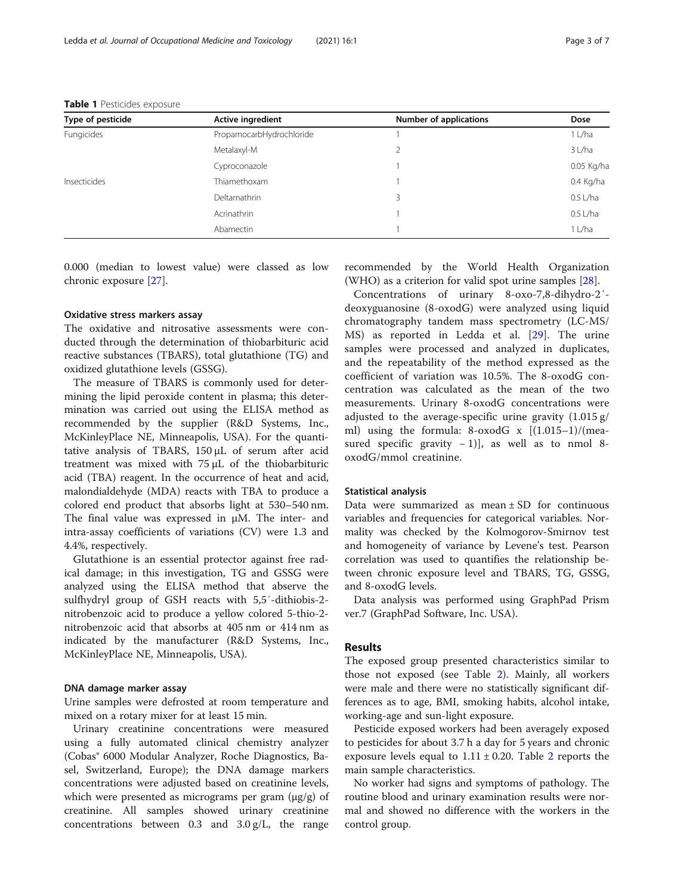**Table 1** Pesticides exposure

| Type of pesticide | Active ingredient | Number of applications | Dose |
|---|---|---|---|
| Fungicides | PropamocarbHydrochloride | 1 | 1 L/ha |
| | Metalaxyl-M | 2 | 3 L/ha |
| | Cyproconazole | 1 | 0.05 Kg/ha |
| Insecticides | Thiamethoxam | 1 | 0.4 Kg/ha |
| | Deltamathrin | 3 | 0.5 L/ha |
| | Acrinathrin | 1 | 0.5 L/ha |
| | Abamectin | 1 | 1 L/ha |

0.000 (median to lowest value) were classed as low chronic exposure [27].

### Oxidative stress markers assay

The oxidative and nitrosative assessments were conducted through the determination of thiobarbituric acid reactive substances (TBARS), total glutathione (TG) and oxidized glutathione levels (GSSG).

The measure of TBARS is commonly used for determining the lipid peroxide content in plasma; this determination was carried out using the ELISA method as recommended by the supplier (R&D Systems, Inc., McKinleyPlace NE, Minneapolis, USA). For the quantitative analysis of TBARS, 150 μL of serum after acid treatment was mixed with 75 μL of the thiobarbituric acid (TBA) reagent. In the occurrence of heat and acid, malondialdehyde (MDA) reacts with TBA to produce a colored end product that absorbs light at 530–540 nm. The final value was expressed in μM. The inter- and intra-assay coefficients of variations (CV) were 1.3 and 4.4%, respectively.

Glutathione is an essential protector against free radical damage; in this investigation, TG and GSSG were analyzed using the ELISA method that abserve the sulfhydryl group of GSH reacts with 5,5′-dithiobis-2-nitrobenzoic acid to produce a yellow colored 5-thio-2-nitrobenzoic acid that absorbs at 405 nm or 414 nm as indicated by the manufacturer (R&D Systems, Inc., McKinleyPlace NE, Minneapolis, USA).

### DNA damage marker assay

Urine samples were defrosted at room temperature and mixed on a rotary mixer for at least 15 min.

Urinary creatinine concentrations were measured using a fully automated clinical chemistry analyzer (Cobas® 6000 Modular Analyzer, Roche Diagnostics, Basel, Switzerland, Europe); the DNA damage markers concentrations were adjusted based on creatinine levels, which were presented as micrograms per gram (μg/g) of creatinine. All samples showed urinary creatinine concentrations between 0.3 and 3.0 g/L, the range recommended by the World Health Organization (WHO) as a criterion for valid spot urine samples [28].

Concentrations of urinary 8-oxo-7,8-dihydro-2′-deoxyguanosine (8-oxodG) were analyzed using liquid chromatography tandem mass spectrometry (LC-MS/MS) as reported in Ledda et al. [29]. The urine samples were processed and analyzed in duplicates, and the repeatability of the method expressed as the coefficient of variation was 10.5%. The 8-oxodG concentration was calculated as the mean of the two measurements. Urinary 8-oxodG concentrations were adjusted to the average-specific urine gravity (1.015 g/ml) using the formula: 8-oxodG x [(1.015–1)/(measured specific gravity − 1)], as well as to nmol 8-oxodG/mmol creatinine.

### Statistical analysis

Data were summarized as mean ± SD for continuous variables and frequencies for categorical variables. Normality was checked by the Kolmogorov-Smirnov test and homogeneity of variance by Levene's test. Pearson correlation was used to quantifies the relationship between chronic exposure level and TBARS, TG, GSSG, and 8-oxodG levels.

Data analysis was performed using GraphPad Prism ver.7 (GraphPad Software, Inc. USA).

## Results

The exposed group presented characteristics similar to those not exposed (see Table 2). Mainly, all workers were male and there were no statistically significant differences as to age, BMI, smoking habits, alcohol intake, working-age and sun-light exposure.

Pesticide exposed workers had been averagely exposed to pesticides for about 3.7 h a day for 5 years and chronic exposure levels equal to 1.11 ± 0.20. Table 2 reports the main sample characteristics.

No worker had signs and symptoms of pathology. The routine blood and urinary examination results were normal and showed no difference with the workers in the control group.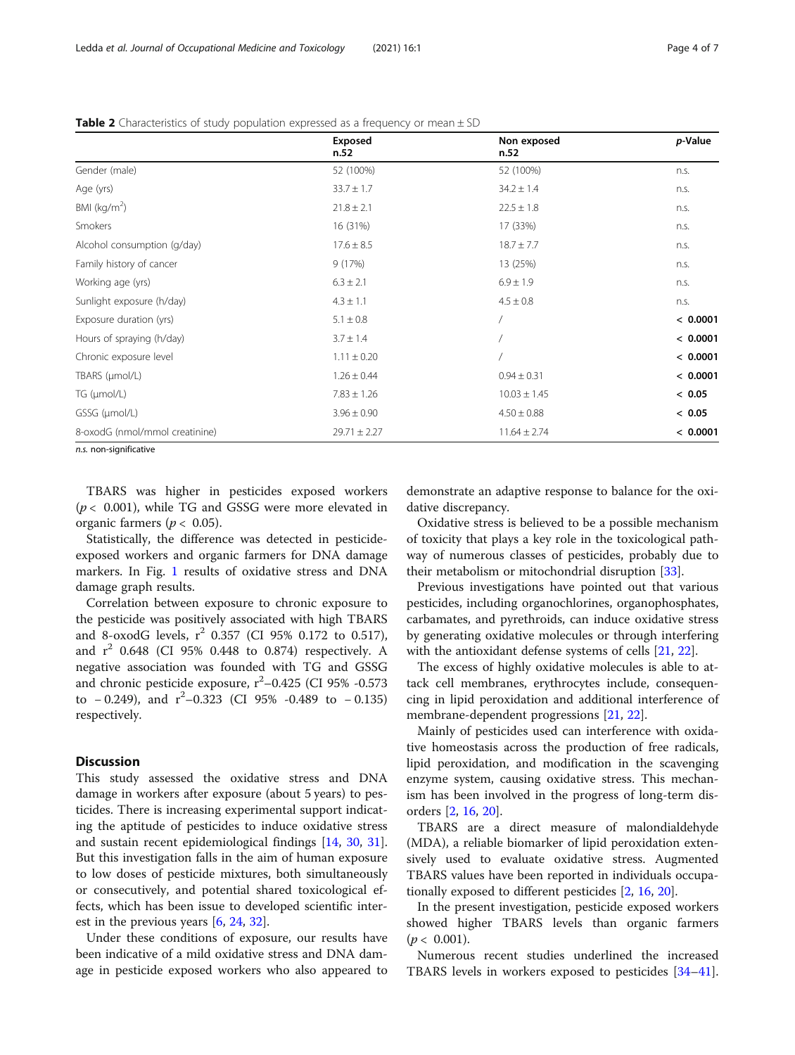**Table 2** Characteristics of study population expressed as a frequency or mean ± SD

| | Exposed n.52 | Non exposed n.52 | *p*-Value |
|---|---|---|---|
| Gender (male) | 52 (100%) | 52 (100%) | n.s. |
| Age (yrs) | 33.7 ± 1.7 | 34.2 ± 1.4 | n.s. |
| BMI (kg/m$^2$) | 21.8 ± 2.1 | 22.5 ± 1.8 | n.s. |
| Smokers | 16 (31%) | 17 (33%) | n.s. |
| Alcohol consumption (g/day) | 17.6 ± 8.5 | 18.7 ± 7.7 | n.s. |
| Family history of cancer | 9 (17%) | 13 (25%) | n.s. |
| Working age (yrs) | 6.3 ± 2.1 | 6.9 ± 1.9 | n.s. |
| Sunlight exposure (h/day) | 4.3 ± 1.1 | 4.5 ± 0.8 | n.s. |
| Exposure duration (yrs) | 5.1 ± 0.8 | / | **< 0.0001** |
| Hours of spraying (h/day) | 3.7 ± 1.4 | / | **< 0.0001** |
| Chronic exposure level | 1.11 ± 0.20 | / | **< 0.0001** |
| TBARS (μmol/L) | 1.26 ± 0.44 | 0.94 ± 0.31 | **< 0.0001** |
| TG (μmol/L) | 7.83 ± 1.26 | 10.03 ± 1.45 | **< 0.05** |
| GSSG (μmol/L) | 3.96 ± 0.90 | 4.50 ± 0.88 | **< 0.05** |
| 8-oxodG (nmol/mmol creatinine) | 29.71 ± 2.27 | 11.64 ± 2.74 | **< 0.0001** |

*n.s.* non-significative

TBARS was higher in pesticides exposed workers ($p < 0.001$), while TG and GSSG were more elevated in organic farmers ($p < 0.05$).

Statistically, the difference was detected in pesticide-exposed workers and organic farmers for DNA damage markers. In Fig. 1 results of oxidative stress and DNA damage graph results.

Correlation between exposure to chronic exposure to the pesticide was positively associated with high TBARS and 8-oxodG levels, $r^2$ 0.357 (CI 95% 0.172 to 0.517), and $r^2$ 0.648 (CI 95% 0.448 to 0.874) respectively. A negative association was founded with TG and GSSG and chronic pesticide exposure, $r^2$–0.425 (CI 95% -0.573 to − 0.249), and $r^2$–0.323 (CI 95% -0.489 to − 0.135) respectively.

## Discussion

This study assessed the oxidative stress and DNA damage in workers after exposure (about 5 years) to pesticides. There is increasing experimental support indicating the aptitude of pesticides to induce oxidative stress and sustain recent epidemiological findings [14, 30, 31]. But this investigation falls in the aim of human exposure to low doses of pesticide mixtures, both simultaneously or consecutively, and potential shared toxicological effects, which has been issue to developed scientific interest in the previous years [6, 24, 32].

Under these conditions of exposure, our results have been indicative of a mild oxidative stress and DNA damage in pesticide exposed workers who also appeared to demonstrate an adaptive response to balance for the oxidative discrepancy.

Oxidative stress is believed to be a possible mechanism of toxicity that plays a key role in the toxicological pathway of numerous classes of pesticides, probably due to their metabolism or mitochondrial disruption [33].

Previous investigations have pointed out that various pesticides, including organochlorines, organophosphates, carbamates, and pyrethroids, can induce oxidative stress by generating oxidative molecules or through interfering with the antioxidant defense systems of cells [21, 22].

The excess of highly oxidative molecules is able to attack cell membranes, erythrocytes include, consequencing in lipid peroxidation and additional interference of membrane-dependent progressions [21, 22].

Mainly of pesticides used can interference with oxidative homeostasis across the production of free radicals, lipid peroxidation, and modification in the scavenging enzyme system, causing oxidative stress. This mechanism has been involved in the progress of long-term disorders [2, 16, 20].

TBARS are a direct measure of malondialdehyde (MDA), a reliable biomarker of lipid peroxidation extensively used to evaluate oxidative stress. Augmented TBARS values have been reported in individuals occupationally exposed to different pesticides [2, 16, 20].

In the present investigation, pesticide exposed workers showed higher TBARS levels than organic farmers ($p < 0.001$).

Numerous recent studies underlined the increased TBARS levels in workers exposed to pesticides [34–41].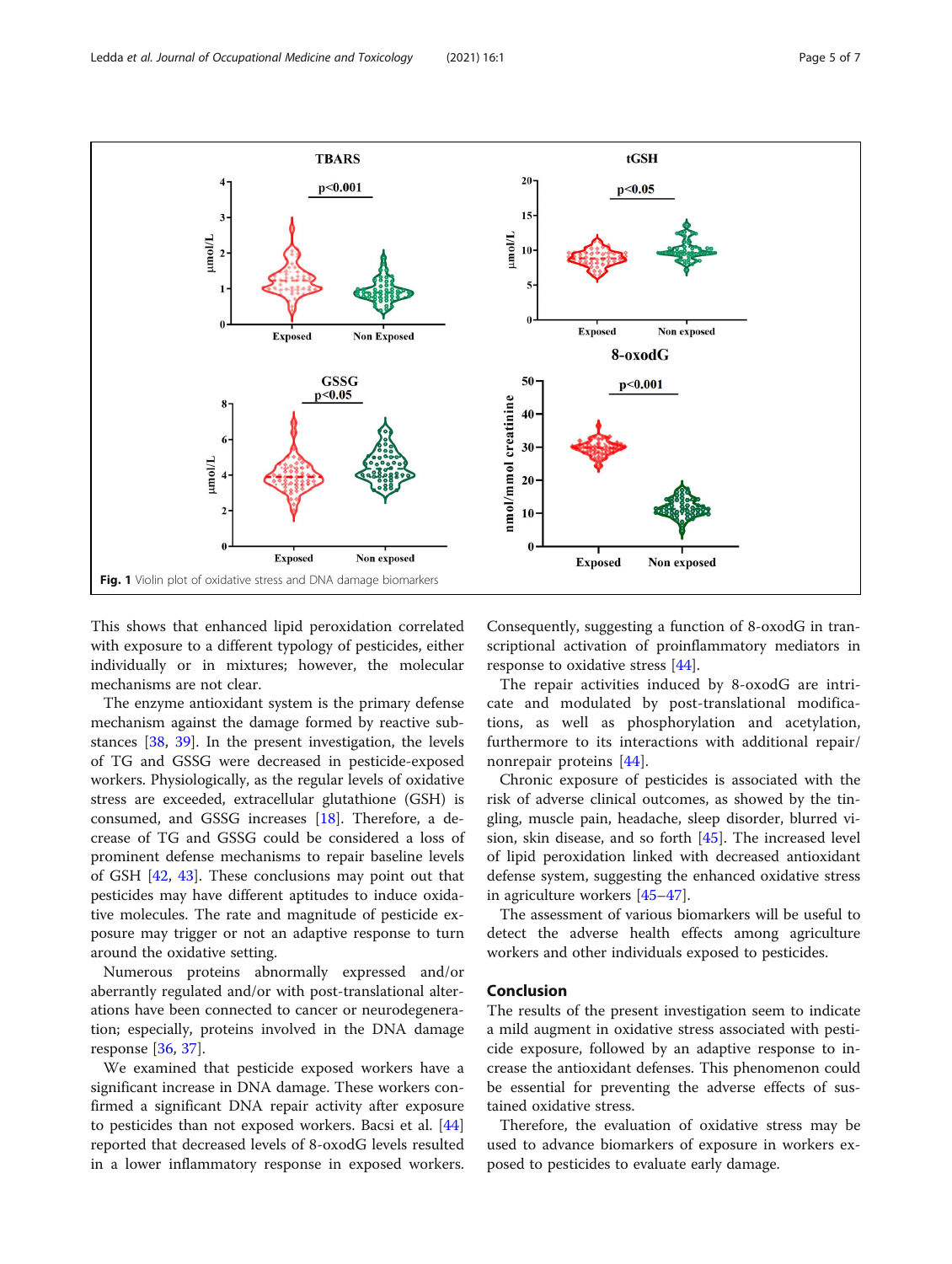Fig. 1 Violin plot of oxidative stress and DNA damage biomarkers

This shows that enhanced lipid peroxidation correlated with exposure to a different typology of pesticides, either individually or in mixtures; however, the molecular mechanisms are not clear.

The enzyme antioxidant system is the primary defense mechanism against the damage formed by reactive substances [38, 39]. In the present investigation, the levels of TG and GSSG were decreased in pesticide-exposed workers. Physiologically, as the regular levels of oxidative stress are exceeded, extracellular glutathione (GSH) is consumed, and GSSG increases [18]. Therefore, a decrease of TG and GSSG could be considered a loss of prominent defense mechanisms to repair baseline levels of GSH [42, 43]. These conclusions may point out that pesticides may have different aptitudes to induce oxidative molecules. The rate and magnitude of pesticide exposure may trigger or not an adaptive response to turn around the oxidative setting.

Numerous proteins abnormally expressed and/or aberrantly regulated and/or with post-translational alterations have been connected to cancer or neurodegeneration; especially, proteins involved in the DNA damage response [36, 37].

We examined that pesticide exposed workers have a significant increase in DNA damage. These workers confirmed a significant DNA repair activity after exposure to pesticides than not exposed workers. Bacsi et al. [44] reported that decreased levels of 8-oxodG levels resulted in a lower inflammatory response in exposed workers. Consequently, suggesting a function of 8-oxodG in transcriptional activation of proinflammatory mediators in response to oxidative stress [44].

The repair activities induced by 8-oxodG are intricate and modulated by post-translational modifications, as well as phosphorylation and acetylation, furthermore to its interactions with additional repair/nonrepair proteins [44].

Chronic exposure of pesticides is associated with the risk of adverse clinical outcomes, as showed by the tingling, muscle pain, headache, sleep disorder, blurred vision, skin disease, and so forth [45]. The increased level of lipid peroxidation linked with decreased antioxidant defense system, suggesting the enhanced oxidative stress in agriculture workers [45–47].

The assessment of various biomarkers will be useful to detect the adverse health effects among agriculture workers and other individuals exposed to pesticides.

## Conclusion

The results of the present investigation seem to indicate a mild augment in oxidative stress associated with pesticide exposure, followed by an adaptive response to increase the antioxidant defenses. This phenomenon could be essential for preventing the adverse effects of sustained oxidative stress.

Therefore, the evaluation of oxidative stress may be used to advance biomarkers of exposure in workers exposed to pesticides to evaluate early damage.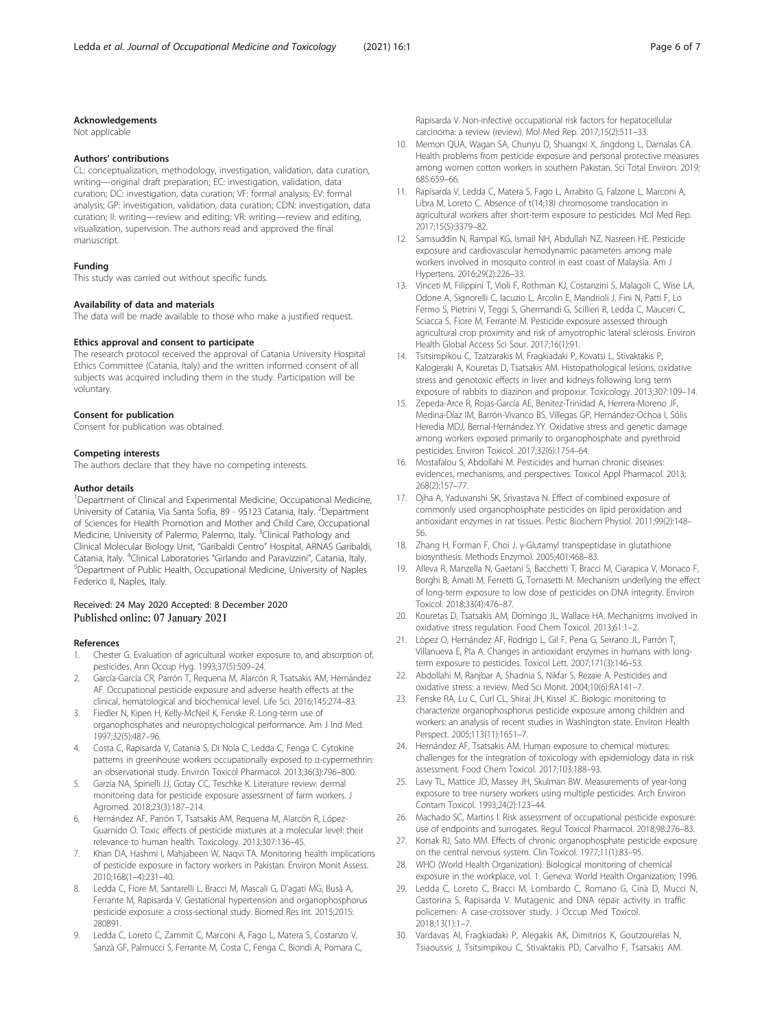#### Acknowledgements

Not applicable

#### Authors' contributions

CL: conceptualization, methodology, investigation, validation, data curation, writing—original draft preparation; EC: investigation, validation, data curation; DC: investigation, data curation; VF: formal analysis; EV: formal analysis; GP: investigation, validation, data curation; CDN: investigation, data curation; II: writing—review and editing; VR: writing—review and editing, visualization, supervision. The authors read and approved the final manuscript.

#### Funding

This study was carried out without specific funds.

#### Availability of data and materials

The data will be made available to those who make a justified request.

#### Ethics approval and consent to participate

The research protocol received the approval of Catania University Hospital Ethics Committee (Catania, Italy) and the written informed consent of all subjects was acquired including them in the study. Participation will be voluntary.

#### Consent for publication

Consent for publication was obtained.

#### Competing interests

The authors declare that they have no competing interests.

#### Author details

[1]Department of Clinical and Experimental Medicine, Occupational Medicine, University of Catania, Via Santa Sofia, 89 - 95123 Catania, Italy. [2]Department of Sciences for Health Promotion and Mother and Child Care, Occupational Medicine, University of Palermo, Palermo, Italy. [3]Clinical Pathology and Clinical Molecular Biology Unit, "Garibaldi Centro" Hospital, ARNAS Garibaldi, Catania, Italy. [4]Clinical Laboratories "Girlando and Paravizzini", Catania, Italy. [5]Department of Public Health, Occupational Medicine, University of Naples Federico II, Naples, Italy.

Received: 24 May 2020 Accepted: 8 December 2020
Published online: 07 January 2021

#### References

1. Chester G. Evaluation of agricultural worker exposure to, and absorption of, pesticides. Ann Occup Hyg. 1993;37(5):509–24.
2. García-García CR, Parrón T, Requena M, Alarcón R, Tsatsakis AM, Hernández AF. Occupational pesticide exposure and adverse health effects at the clinical, hematological and biochemical level. Life Sci. 2016;145:274–83.
3. Fiedler N, Kipen H, Kelly-McNeil K, Fenske R. Long-term use of organophosphates and neuropsychological performance. Am J Ind Med. 1997;32(5):487–96.
4. Costa C, Rapisarda V, Catania S, Di Nola C, Ledda C, Fenga C. Cytokine patterns in greenhouse workers occupationally exposed to α-cypermethrin: an observational study. Environ Toxicol Pharmacol. 2013;36(3):796–800.
5. Garzia NA, Spinelli JJ, Gotay CC, Teschke K. Literature review: dermal monitoring data for pesticide exposure assessment of farm workers. J Agromed. 2018;23(3):187–214.
6. Hernández AF, Parrón T, Tsatsakis AM, Requena M, Alarcón R, López-Guarnido O. Toxic effects of pesticide mixtures at a molecular level: their relevance to human health. Toxicology. 2013;307:136–45.
7. Khan DA, Hashmi I, Mahjabeen W, Naqvi TA. Monitoring health implications of pesticide exposure in factory workers in Pakistan. Environ Monit Assess. 2010;168(1–4):231–40.
8. Ledda C, Fiore M, Santarelli L, Bracci M, Mascali G, D'agati MG, Busà A, Ferrante M, Rapisarda V. Gestational hypertension and organophosphorus pesticide exposure: a cross-sectional study. Biomed Res Int. 2015;2015: 280891.
9. Ledda C, Loreto C, Zammit C, Marconi A, Fago L, Matera S, Costanzo V, Sanzà GF, Palmucci S, Ferrante M, Costa C, Fenga C, Biondi A, Pomara C, Rapisarda V. Non-infective occupational risk factors for hepatocellular carcinoma: a review (review). Mol Med Rep. 2017;15(2):511–33.
10. Memon QUA, Wagan SA, Chunyu D, Shuangxi X, Jingdong L, Damalas CA. Health problems from pesticide exposure and personal protective measures among women cotton workers in southern Pakistan. Sci Total Environ. 2019; 685:659–66.
11. Rapisarda V, Ledda C, Matera S, Fago L, Arrabito G, Falzone L, Marconi A, Libra M, Loreto C. Absence of t(14;18) chromosome translocation in agricultural workers after short-term exposure to pesticides. Mol Med Rep. 2017;15(5):3379–82.
12. Samsuddin N, Rampal KG, Ismail NH, Abdullah NZ, Nasreen HE. Pesticide exposure and cardiovascular hemodynamic parameters among male workers involved in mosquito control in east coast of Malaysia. Am J Hypertens. 2016;29(2):226–33.
13. Vinceti M, Filippini T, Violi F, Rothman KJ, Costanzini S, Malagoli C, Wise LA, Odone A, Signorelli C, Iacuzio L, Arcolin E, Mandrioli J, Fini N, Patti F, Lo Fermo S, Pietrini V, Teggi S, Ghermandi G, Scillieri R, Ledda C, Mauceri C, Sciacca S, Fiore M, Ferrante M. Pesticide exposure assessed through agricultural crop proximity and risk of amyotrophic lateral sclerosis. Environ Health Global Access Sci Sour. 2017;16(1):91.
14. Tsitsimpikou C, Tzatzarakis M, Fragkiadaki P, Kovatsi L, Stivaktakis P, Kalogeraki A, Kouretas D, Tsatsakis AM. Histopathological lesions, oxidative stress and genotoxic effects in liver and kidneys following long term exposure of rabbits to diazinon and propoxur. Toxicology. 2013;307:109–14.
15. Zepeda-Arce R, Rojas-García AE, Benitez-Trinidad A, Herrera-Moreno JF, Medina-Díaz IM, Barrón-Vivanco BS, Villegas GP, Hernández-Ochoa I, Sólis Heredia MDJ, Bernal-Hernández YY. Oxidative stress and genetic damage among workers exposed primarily to organophosphate and pyrethroid pesticides. Environ Toxicol. 2017;32(6):1754–64.
16. Mostafalou S, Abdollahi M. Pesticides and human chronic diseases: evidences, mechanisms, and perspectives. Toxicol Appl Pharmacol. 2013; 268(2):157–77.
17. Ojha A, Yaduvanshi SK, Srivastava N. Effect of combined exposure of commonly used organophosphate pesticides on lipid peroxidation and antioxidant enzymes in rat tissues. Pestic Biochem Physiol. 2011;99(2):148–56.
18. Zhang H, Forman F, Choi J. γ-Glutamyl transpeptidase in glutathione biosynthesis. Methods Enzymol. 2005;401:468–83.
19. Alleva R, Manzella N, Gaetani S, Bacchetti T, Bracci M, Ciarapica V, Monaco F, Borghi B, Amati M, Ferretti G, Tomasetti M. Mechanism underlying the effect of long-term exposure to low dose of pesticides on DNA integrity. Environ Toxicol. 2018;33(4):476–87.
20. Kouretas D, Tsatsakis AM, Domingo JL, Wallace HA. Mechanisms involved in oxidative stress regulation. Food Chem Toxicol. 2013;61:1–2.
21. López O, Hernández AF, Rodrigo L, Gil F, Pena G, Serrano JL, Parrón T, Villanueva E, Pla A. Changes in antioxidant enzymes in humans with long-term exposure to pesticides. Toxicol Lett. 2007;171(3):146–53.
22. Abdollahi M, Ranjbar A, Shadnia S, Nikfar S, Rezaie A. Pesticides and oxidative stress: a review. Med Sci Monit. 2004;10(6):RA141–7.
23. Fenske RA, Lu C, Curl CL, Shirai JH, Kissel JC. Biologic monitoring to characterize organophosphorus pesticide exposure among children and workers: an analysis of recent studies in Washington state. Environ Health Perspect. 2005;113(11):1651–7.
24. Hernández AF, Tsatsakis AM. Human exposure to chemical mixtures: challenges for the integration of toxicology with epidemiology data in risk assessment. Food Chem Toxicol. 2017;103:188–93.
25. Lavy TL, Mattice JD, Massey JH, Skulman BW. Measurements of year-long exposure to tree nursery workers using multiple pesticides. Arch Environ Contam Toxicol. 1993;24(2):123–44.
26. Machado SC, Martins I. Risk assessment of occupational pesticide exposure: use of endpoints and surrogates. Regul Toxicol Pharmacol. 2018;98:276–83.
27. Korsak RJ, Sato MM. Effects of chronic organophosphate pesticide exposure on the central nervous system. Clin Toxicol. 1977;11(1):83–95.
28. WHO (World Health Organization). Biological monitoring of chemical exposure in the workplace, vol. 1. Geneva: World Health Organization; 1996.
29. Ledda C, Loreto C, Bracci M, Lombardo C, Romano G, Cinà D, Mucci N, Castorina S, Rapisarda V. Mutagenic and DNA repair activity in traffic policemen: A case-crossover study. J Occup Med Toxicol. 2018;13(1):1–7.
30. Vardavas AI, Fragkiadaki P, Alegakis AK, Dimitrios K, Goutzourelas N, Tsiaoussis J, Tsitsimpikou C, Stivaktakis PD, Carvalho F, Tsatsakis AM.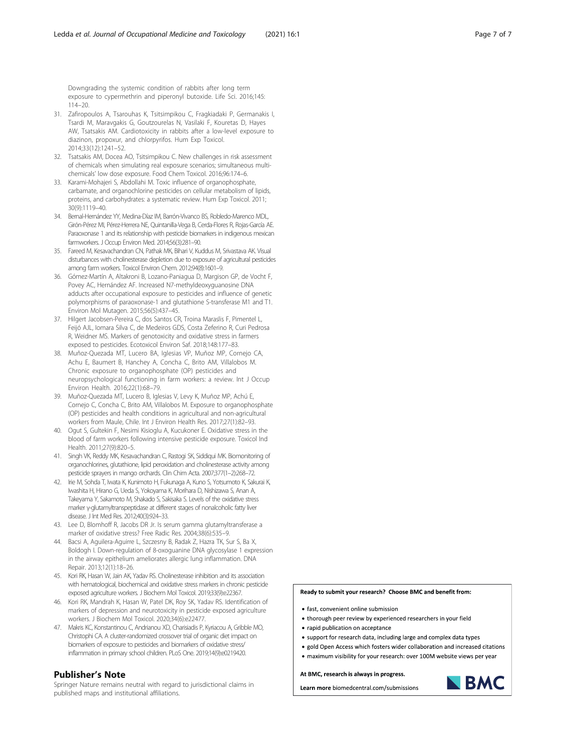Downgrading the systemic condition of rabbits after long term exposure to cypermethrin and piperonyl butoxide. Life Sci. 2016;145: 114–20.

31. Zafiropoulos A, Tsarouhas K, Tsitsimpikou C, Fragkiadaki P, Germanakis I, Tsardi M, Maravgakis G, Goutzourelas N, Vasilaki F, Kouretas D, Hayes AW, Tsatsakis AM. Cardiotoxicity in rabbits after a low-level exposure to diazinon, propoxur, and chlorpyrifos. Hum Exp Toxicol. 2014;33(12):1241–52.
32. Tsatsakis AM, Docea AO, Tsitsimpikou C. New challenges in risk assessment of chemicals when simulating real exposure scenarios; simultaneous multi-chemicals' low dose exposure. Food Chem Toxicol. 2016;96:174–6.
33. Karami-Mohajeri S, Abdollahi M. Toxic influence of organophosphate, carbamate, and organochlorine pesticides on cellular metabolism of lipids, proteins, and carbohydrates: a systematic review. Hum Exp Toxicol. 2011; 30(9):1119–40.
34. Bernal-Hernández YY, Medina-Díaz IM, Barrón-Vivanco BS, Robledo-Marenco MDL, Girón-Pérez MI, Pérez-Herrera NE, Quintanilla-Vega B, Cerda-Flores R, Rojas-García AE. Paraoxonase 1 and its relationship with pesticide biomarkers in indigenous mexican farmworkers. J Occup Environ Med. 2014;56(3):281–90.
35. Fareed M, Kesavachandran CN, Pathak MK, Bihari V, Kuddus M, Srivastava AK. Visual disturbances with cholinesterase depletion due to exposure of agricultural pesticides among farm workers. Toxicol Environ Chem. 2012;94(8):1601–9.
36. Gómez-Martín A, Altakroni B, Lozano-Paniagua D, Margison GP, de Vocht F, Povey AC, Hernández AF. Increased N7-methyldeoxyguanosine DNA adducts after occupational exposure to pesticides and influence of genetic polymorphisms of paraoxonase-1 and glutathione S-transferase M1 and T1. Environ Mol Mutagen. 2015;56(5):437–45.
37. Hilgert Jacobsen-Pereira C, dos Santos CR, Troina Maraslis F, Pimentel L, Feijó AJL, Iomara Silva C, de Medeiros GDS, Costa Zeferino R, Curi Pedrosa R, Weidner MS. Markers of genotoxicity and oxidative stress in farmers exposed to pesticides. Ecotoxicol Environ Saf. 2018;148:177–83.
38. Muñoz-Quezada MT, Lucero BA, Iglesias VP, Muñoz MP, Cornejo CA, Achu E, Baumert B, Hanchey A, Concha C, Brito AM, Villalobos M. Chronic exposure to organophosphate (OP) pesticides and neuropsychological functioning in farm workers: a review. Int J Occup Environ Health. 2016;22(1):68–79.
39. Muñoz-Quezada MT, Lucero B, Iglesias V, Levy K, Muñoz MP, Achú E, Cornejo C, Concha C, Brito AM, Villalobos M. Exposure to organophosphate (OP) pesticides and health conditions in agricultural and non-agricultural workers from Maule, Chile. Int J Environ Health Res. 2017;27(1):82–93.
40. Ogut S, Gultekin F, Nesimi Kisioglu A, Kucukoner E. Oxidative stress in the blood of farm workers following intensive pesticide exposure. Toxicol Ind Health. 2011;27(9):820–5.
41. Singh VK, Reddy MK, Kesavachandran C, Rastogi SK, Siddiqui MK. Biomonitoring of organochlorines, glutathione, lipid peroxidation and cholinesterase activity among pesticide sprayers in mango orchards. Clin Chim Acta. 2007;377(1–2):268–72.
42. Irie M, Sohda T, Iwata K, Kunimoto H, Fukunaga A, Kuno S, Yotsumoto K, Sakurai K, Iwashita H, Hirano G, Ueda S, Yokoyama K, Morihara D, Nishizawa S, Anan A, Takeyama Y, Sakamoto M, Shakado S, Sakisaka S. Levels of the oxidative stress marker γ-glutamyltranspeptidase at different stages of nonalcoholic fatty liver disease. J Int Med Res. 2012;40(3):924–33.
43. Lee D, Blomhoff R, Jacobs DR Jr. Is serum gamma glutamyltransferase a marker of oxidative stress? Free Radic Res. 2004;38(6):535–9.
44. Bacsi A, Aguilera-Aguirre L, Szczesny B, Radak Z, Hazra TK, Sur S, Ba X, Boldogh I. Down-regulation of 8-oxoguanine DNA glycosylase 1 expression in the airway epithelium ameliorates allergic lung inflammation. DNA Repair. 2013;12(1):18–26.
45. Kori RK, Hasan W, Jain AK, Yadav RS. Cholinesterase inhibition and its association with hematological, biochemical and oxidative stress markers in chronic pesticide exposed agriculture workers. J Biochem Mol Toxicol. 2019;33(9):e22367.
46. Kori RK, Mandrah K, Hasan W, Patel DK, Roy SK, Yadav RS. Identification of markers of depression and neurotoxicity in pesticide exposed agriculture workers. J Biochem Mol Toxicol. 2020;34(6):e22477.
47. Makris KC, Konstantinou C, Andrianou XD, Charisiadis P, Kyriacou A, Gribble MO, Christophi CA. A cluster-randomized crossover trial of organic diet impact on biomarkers of exposure to pesticides and biomarkers of oxidative stress/inflammation in primary school children. PLoS One. 2019;14(9):e0219420.

## Publisher's Note

Springer Nature remains neutral with regard to jurisdictional claims in published maps and institutional affiliations.

**Ready to submit your research? Choose BMC and benefit from:**

- fast, convenient online submission
- thorough peer review by experienced researchers in your field
- rapid publication on acceptance
- support for research data, including large and complex data types
- gold Open Access which fosters wider collaboration and increased citations
- maximum visibility for your research: over 100M website views per year

**At BMC, research is always in progress.**

**Learn more** biomedcentral.com/submissions

BMC